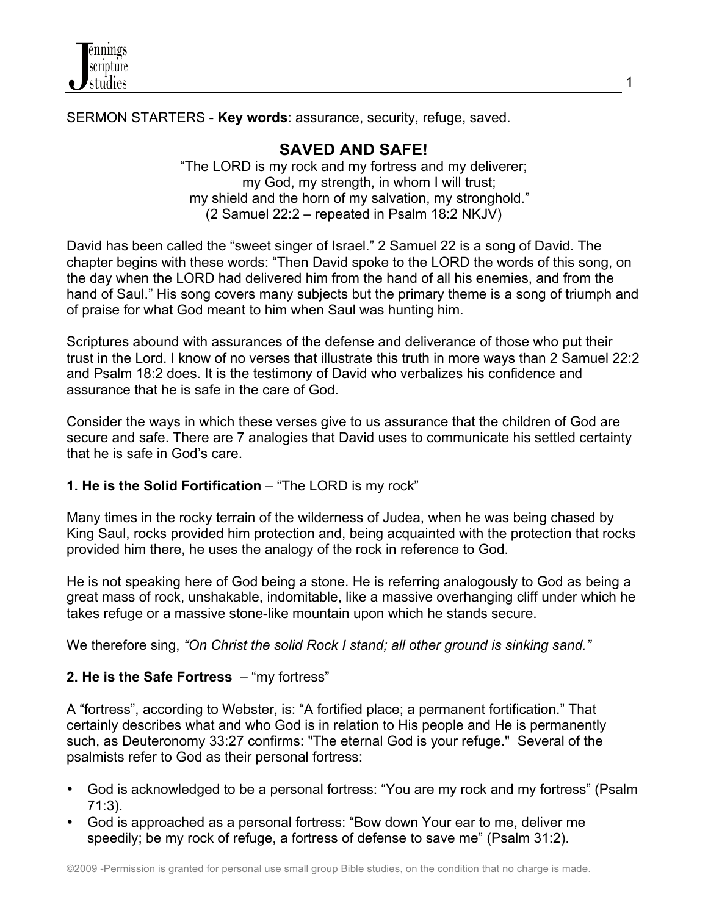SERMON STARTERS - **Key words**: assurance, security, refuge, saved.

# SAVED AND SAFE!

"The LORD is my rock and my fortress and my deliverer;
my God, my strength, in whom I will trust;
my shield and the horn of my salvation, my stronghold."
(2 Samuel 22:2 – repeated in Psalm 18:2 NKJV)

David has been called the "sweet singer of Israel." 2 Samuel 22 is a song of David. The chapter begins with these words: "Then David spoke to the LORD the words of this song, on the day when the LORD had delivered him from the hand of all his enemies, and from the hand of Saul." His song covers many subjects but the primary theme is a song of triumph and of praise for what God meant to him when Saul was hunting him.

Scriptures abound with assurances of the defense and deliverance of those who put their trust in the Lord. I know of no verses that illustrate this truth in more ways than 2 Samuel 22:2 and Psalm 18:2 does. It is the testimony of David who verbalizes his confidence and assurance that he is safe in the care of God.

Consider the ways in which these verses give to us assurance that the children of God are secure and safe. There are 7 analogies that David uses to communicate his settled certainty that he is safe in God's care.

**1. He is the Solid Fortification** – "The LORD is my rock"

Many times in the rocky terrain of the wilderness of Judea, when he was being chased by King Saul, rocks provided him protection and, being acquainted with the protection that rocks provided him there, he uses the analogy of the rock in reference to God.

He is not speaking here of God being a stone. He is referring analogously to God as being a great mass of rock, unshakable, indomitable, like a massive overhanging cliff under which he takes refuge or a massive stone-like mountain upon which he stands secure.

We therefore sing, *"On Christ the solid Rock I stand; all other ground is sinking sand."*

**2. He is the Safe Fortress** – "my fortress"

A "fortress", according to Webster, is: "A fortified place; a permanent fortification." That certainly describes what and who God is in relation to His people and He is permanently such, as Deuteronomy 33:27 confirms: "The eternal God is your refuge." Several of the psalmists refer to God as their personal fortress:

- God is acknowledged to be a personal fortress: "You are my rock and my fortress" (Psalm 71:3).
- God is approached as a personal fortress: "Bow down Your ear to me, deliver me speedily; be my rock of refuge, a fortress of defense to save me" (Psalm 31:2).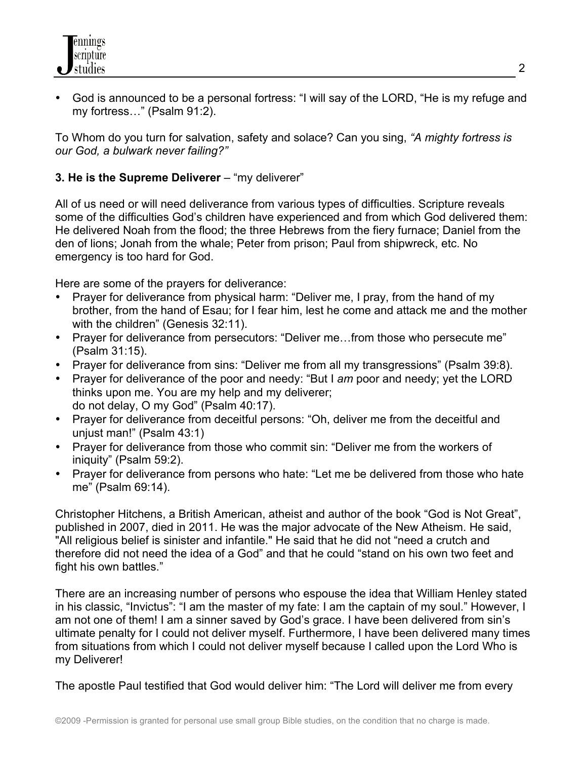- God is announced to be a personal fortress: "I will say of the LORD, "He is my refuge and my fortress…" (Psalm 91:2).

To Whom do you turn for salvation, safety and solace? Can you sing, *"A mighty fortress is our God, a bulwark never failing?"*

**3. He is the Supreme Deliverer** – "my deliverer"

All of us need or will need deliverance from various types of difficulties. Scripture reveals some of the difficulties God's children have experienced and from which God delivered them: He delivered Noah from the flood; the three Hebrews from the fiery furnace; Daniel from the den of lions; Jonah from the whale; Peter from prison; Paul from shipwreck, etc. No emergency is too hard for God.

Here are some of the prayers for deliverance:

- Prayer for deliverance from physical harm: "Deliver me, I pray, from the hand of my brother, from the hand of Esau; for I fear him, lest he come and attack me and the mother with the children" (Genesis 32:11).
- Prayer for deliverance from persecutors: "Deliver me…from those who persecute me" (Psalm 31:15).
- Prayer for deliverance from sins: "Deliver me from all my transgressions" (Psalm 39:8).
- Prayer for deliverance of the poor and needy: "But I *am* poor and needy; yet the LORD thinks upon me. You are my help and my deliverer; do not delay, O my God" (Psalm 40:17).
- Prayer for deliverance from deceitful persons: "Oh, deliver me from the deceitful and unjust man!" (Psalm 43:1)
- Prayer for deliverance from those who commit sin: "Deliver me from the workers of iniquity" (Psalm 59:2).
- Prayer for deliverance from persons who hate: "Let me be delivered from those who hate me" (Psalm 69:14).

Christopher Hitchens, a British American, atheist and author of the book "God is Not Great", published in 2007, died in 2011. He was the major advocate of the New Atheism. He said, "All religious belief is sinister and infantile." He said that he did not "need a crutch and therefore did not need the idea of a God" and that he could "stand on his own two feet and fight his own battles."

There are an increasing number of persons who espouse the idea that William Henley stated in his classic, "Invictus": "I am the master of my fate: I am the captain of my soul." However, I am not one of them! I am a sinner saved by God's grace. I have been delivered from sin's ultimate penalty for I could not deliver myself. Furthermore, I have been delivered many times from situations from which I could not deliver myself because I called upon the Lord Who is my Deliverer!

The apostle Paul testified that God would deliver him: "The Lord will deliver me from every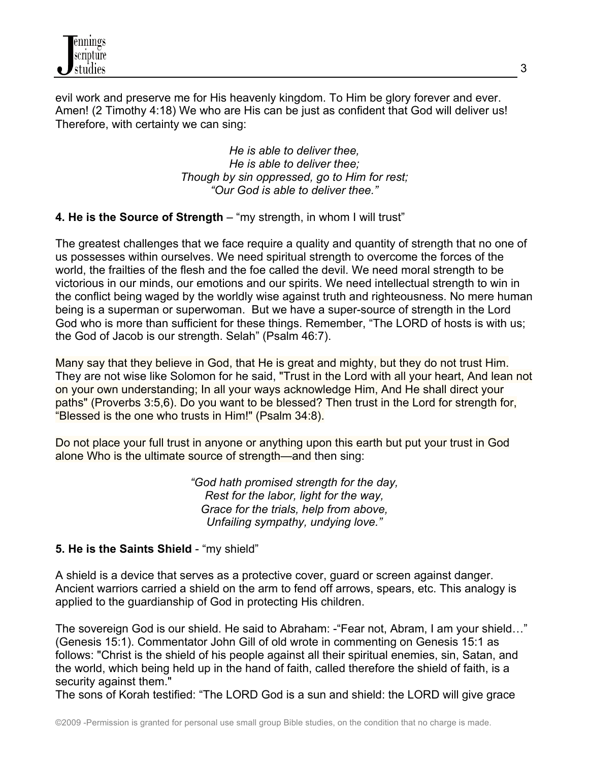evil work and preserve me for His heavenly kingdom. To Him be glory forever and ever. Amen! (2 Timothy 4:18) We who are His can be just as confident that God will deliver us! Therefore, with certainty we can sing:

*He is able to deliver thee,*
*He is able to deliver thee;*
*Though by sin oppressed, go to Him for rest;*
*"Our God is able to deliver thee."*

**4. He is the Source of Strength** – "my strength, in whom I will trust"

The greatest challenges that we face require a quality and quantity of strength that no one of us possesses within ourselves. We need spiritual strength to overcome the forces of the world, the frailties of the flesh and the foe called the devil. We need moral strength to be victorious in our minds, our emotions and our spirits. We need intellectual strength to win in the conflict being waged by the worldly wise against truth and righteousness. No mere human being is a superman or superwoman. But we have a super-source of strength in the Lord God who is more than sufficient for these things. Remember, "The LORD of hosts is with us; the God of Jacob is our strength. Selah" (Psalm 46:7).

Many say that they believe in God, that He is great and mighty, but they do not trust Him. They are not wise like Solomon for he said, "Trust in the Lord with all your heart, And lean not on your own understanding; In all your ways acknowledge Him, And He shall direct your paths" (Proverbs 3:5,6). Do you want to be blessed? Then trust in the Lord for strength for, "Blessed is the one who trusts in Him!" (Psalm 34:8).

Do not place your full trust in anyone or anything upon this earth but put your trust in God alone Who is the ultimate source of strength—and then sing:

*"God hath promised strength for the day,*
*Rest for the labor, light for the way,*
*Grace for the trials, help from above,*
*Unfailing sympathy, undying love."*

**5. He is the Saints Shield** - "my shield"

A shield is a device that serves as a protective cover, guard or screen against danger. Ancient warriors carried a shield on the arm to fend off arrows, spears, etc. This analogy is applied to the guardianship of God in protecting His children.

The sovereign God is our shield. He said to Abraham: -"Fear not, Abram, I am your shield…" (Genesis 15:1). Commentator John Gill of old wrote in commenting on Genesis 15:1 as follows: "Christ is the shield of his people against all their spiritual enemies, sin, Satan, and the world, which being held up in the hand of faith, called therefore the shield of faith, is a security against them."

The sons of Korah testified: "The LORD God is a sun and shield: the LORD will give grace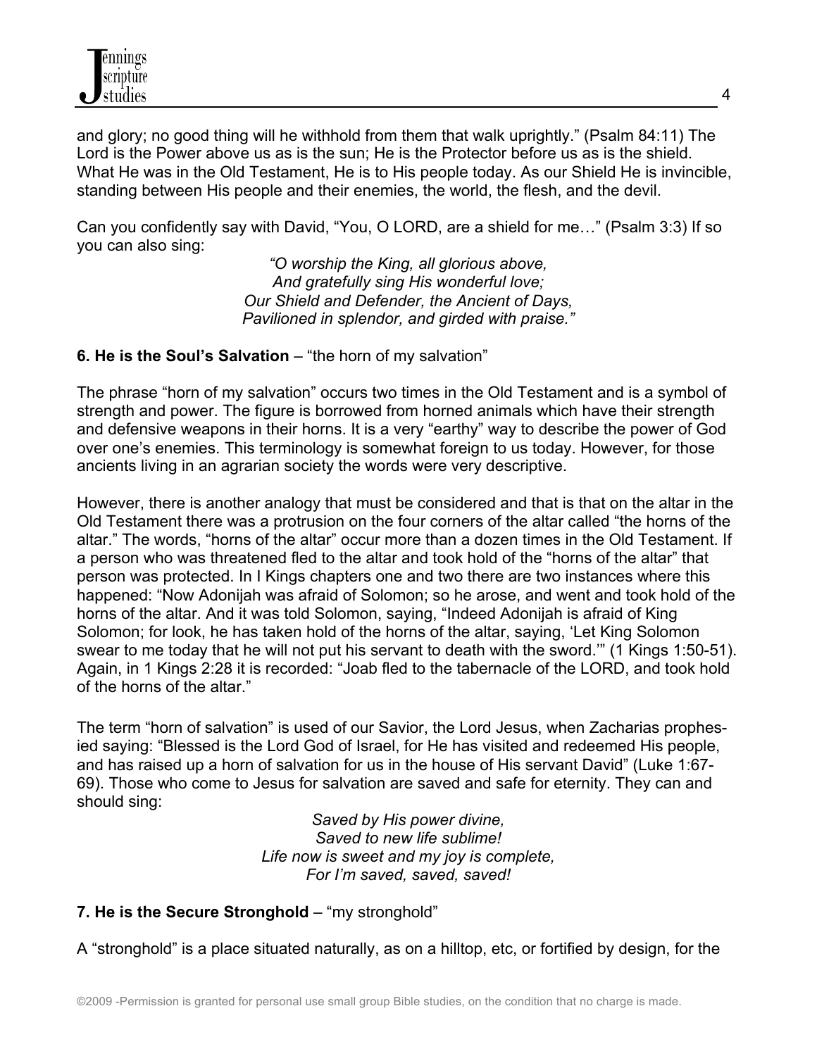and glory; no good thing will he withhold from them that walk uprightly." (Psalm 84:11) The Lord is the Power above us as is the sun; He is the Protector before us as is the shield. What He was in the Old Testament, He is to His people today. As our Shield He is invincible, standing between His people and their enemies, the world, the flesh, and the devil.

Can you confidently say with David, "You, O LORD, are a shield for me…" (Psalm 3:3) If so you can also sing:

*"O worship the King, all glorious above,*  
*And gratefully sing His wonderful love;*  
*Our Shield and Defender, the Ancient of Days,*  
*Pavilioned in splendor, and girded with praise."*

**6. He is the Soul's Salvation** – "the horn of my salvation"

The phrase "horn of my salvation" occurs two times in the Old Testament and is a symbol of strength and power. The figure is borrowed from horned animals which have their strength and defensive weapons in their horns. It is a very "earthy" way to describe the power of God over one's enemies. This terminology is somewhat foreign to us today. However, for those ancients living in an agrarian society the words were very descriptive.

However, there is another analogy that must be considered and that is that on the altar in the Old Testament there was a protrusion on the four corners of the altar called "the horns of the altar." The words, "horns of the altar" occur more than a dozen times in the Old Testament. If a person who was threatened fled to the altar and took hold of the "horns of the altar" that person was protected. In I Kings chapters one and two there are two instances where this happened: "Now Adonijah was afraid of Solomon; so he arose, and went and took hold of the horns of the altar. And it was told Solomon, saying, "Indeed Adonijah is afraid of King Solomon; for look, he has taken hold of the horns of the altar, saying, 'Let King Solomon swear to me today that he will not put his servant to death with the sword.'" (1 Kings 1:50-51). Again, in 1 Kings 2:28 it is recorded: "Joab fled to the tabernacle of the LORD, and took hold of the horns of the altar."

The term "horn of salvation" is used of our Savior, the Lord Jesus, when Zacharias prophesied saying: "Blessed is the Lord God of Israel, for He has visited and redeemed His people, and has raised up a horn of salvation for us in the house of His servant David" (Luke 1:67-69). Those who come to Jesus for salvation are saved and safe for eternity. They can and should sing:

*Saved by His power divine,*  
*Saved to new life sublime!*  
*Life now is sweet and my joy is complete,*  
*For I'm saved, saved, saved!*

**7. He is the Secure Stronghold** – "my stronghold"

A "stronghold" is a place situated naturally, as on a hilltop, etc, or fortified by design, for the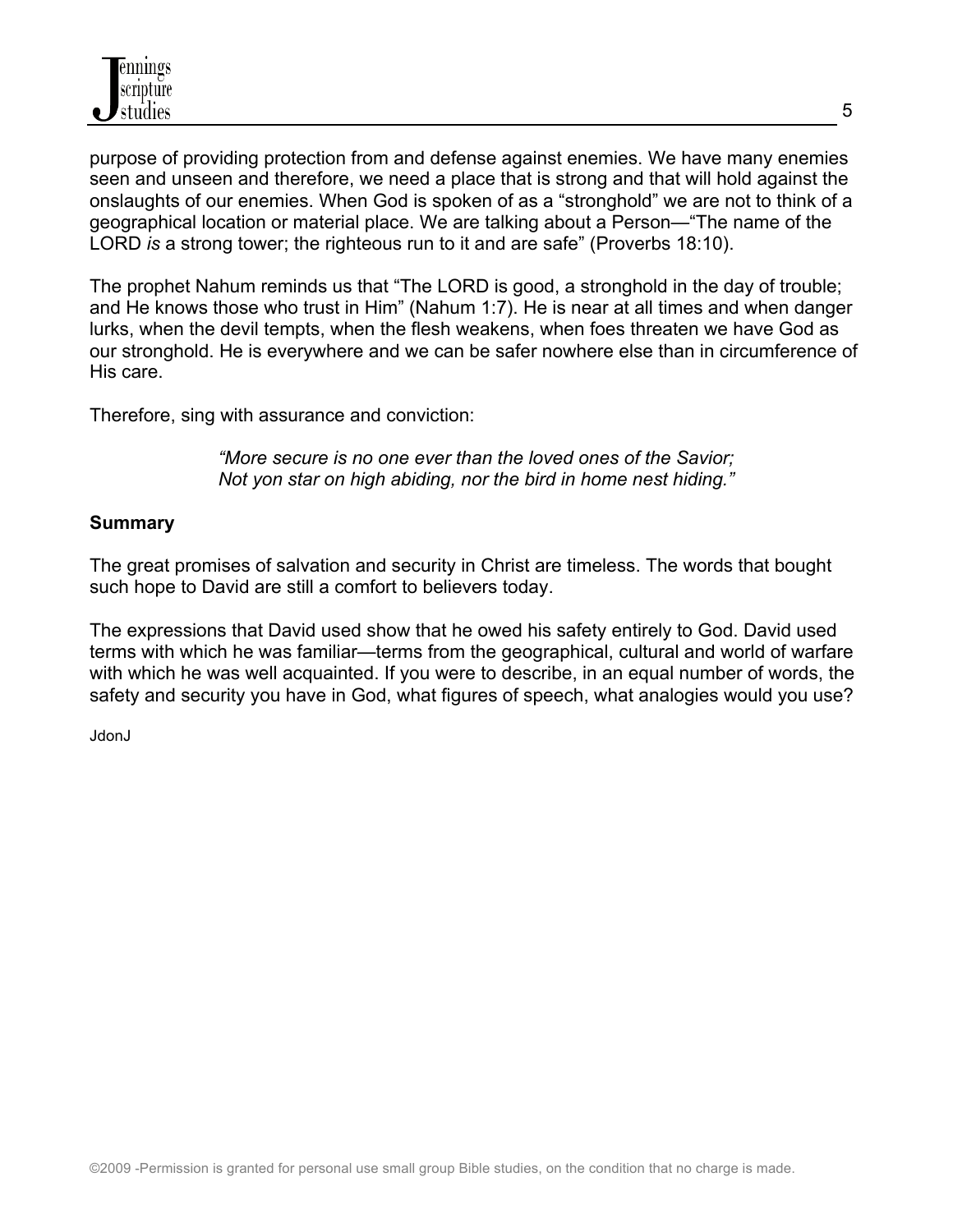purpose of providing protection from and defense against enemies. We have many enemies seen and unseen and therefore, we need a place that is strong and that will hold against the onslaughts of our enemies. When God is spoken of as a "stronghold" we are not to think of a geographical location or material place. We are talking about a Person—"The name of the LORD *is* a strong tower; the righteous run to it and are safe" (Proverbs 18:10).

The prophet Nahum reminds us that "The LORD is good, a stronghold in the day of trouble; and He knows those who trust in Him" (Nahum 1:7). He is near at all times and when danger lurks, when the devil tempts, when the flesh weakens, when foes threaten we have God as our stronghold. He is everywhere and we can be safer nowhere else than in circumference of His care.

Therefore, sing with assurance and conviction:

> *"More secure is no one ever than the loved ones of the Savior;*
> *Not yon star on high abiding, nor the bird in home nest hiding."*

**Summary**

The great promises of salvation and security in Christ are timeless. The words that bought such hope to David are still a comfort to believers today.

The expressions that David used show that he owed his safety entirely to God. David used terms with which he was familiar—terms from the geographical, cultural and world of warfare with which he was well acquainted. If you were to describe, in an equal number of words, the safety and security you have in God, what figures of speech, what analogies would you use?

JdonJ

©2009 -Permission is granted for personal use small group Bible studies, on the condition that no charge is made.